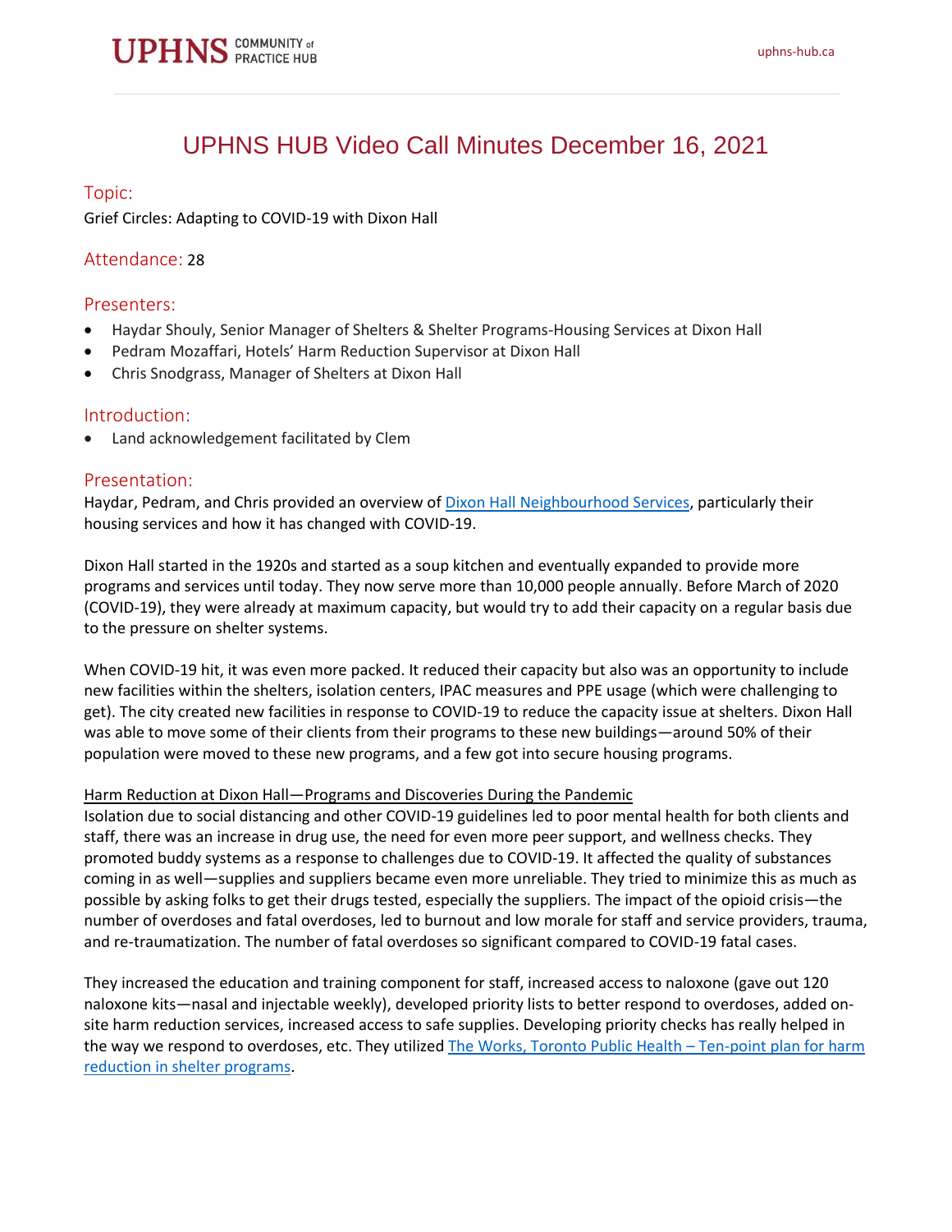# UPHNS HUB Video Call Minutes December 16, 2021

## Topic:

Grief Circles: Adapting to COVID-19 with Dixon Hall

## Attendance: 28

## Presenters:

- Haydar Shouly, Senior Manager of Shelters & Shelter Programs-Housing Services at Dixon Hall
- Pedram Mozaffari, Hotels' Harm Reduction Supervisor at Dixon Hall
- Chris Snodgrass, Manager of Shelters at Dixon Hall

## Introduction:

- Land acknowledgement facilitated by Clem

## Presentation:

Haydar, Pedram, and Chris provided an overview of [Dixon Hall Neighbourhood Services](), particularly their housing services and how it has changed with COVID-19.

Dixon Hall started in the 1920s and started as a soup kitchen and eventually expanded to provide more programs and services until today. They now serve more than 10,000 people annually. Before March of 2020 (COVID-19), they were already at maximum capacity, but would try to add their capacity on a regular basis due to the pressure on shelter systems.

When COVID-19 hit, it was even more packed. It reduced their capacity but also was an opportunity to include new facilities within the shelters, isolation centers, IPAC measures and PPE usage (which were challenging to get). The city created new facilities in response to COVID-19 to reduce the capacity issue at shelters. Dixon Hall was able to move some of their clients from their programs to these new buildings—around 50% of their population were moved to these new programs, and a few got into secure housing programs.

<u>Harm Reduction at Dixon Hall—Programs and Discoveries During the Pandemic</u>

Isolation due to social distancing and other COVID-19 guidelines led to poor mental health for both clients and staff, there was an increase in drug use, the need for even more peer support, and wellness checks. They promoted buddy systems as a response to challenges due to COVID-19. It affected the quality of substances coming in as well—supplies and suppliers became even more unreliable. They tried to minimize this as much as possible by asking folks to get their drugs tested, especially the suppliers. The impact of the opioid crisis—the number of overdoses and fatal overdoses, led to burnout and low morale for staff and service providers, trauma, and re-traumatization. The number of fatal overdoses so significant compared to COVID-19 fatal cases.

They increased the education and training component for staff, increased access to naloxone (gave out 120 naloxone kits—nasal and injectable weekly), developed priority lists to better respond to overdoses, added on-site harm reduction services, increased access to safe supplies. Developing priority checks has really helped in the way we respond to overdoses, etc. They utilized [The Works, Toronto Public Health – Ten-point plan for harm reduction in shelter programs]().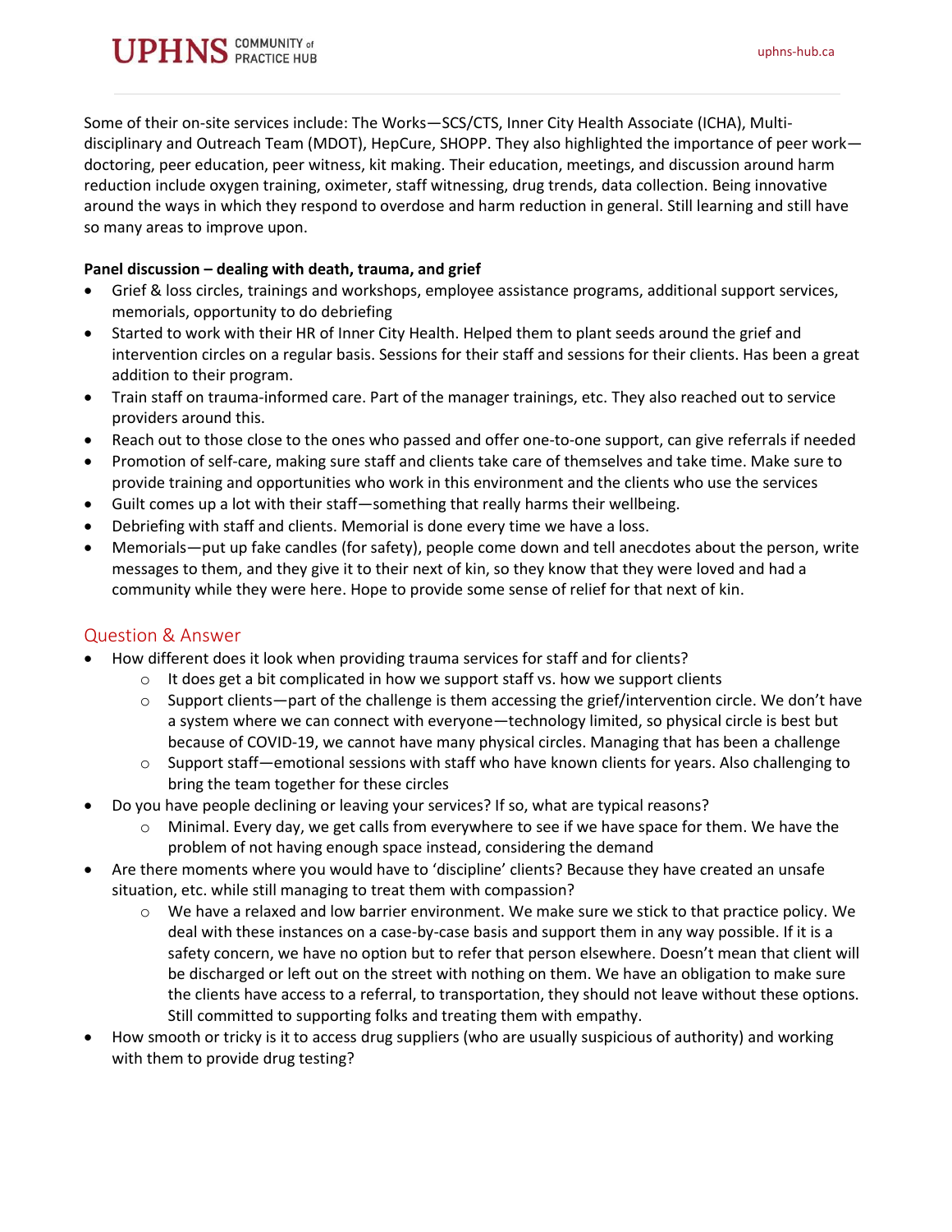Some of their on-site services include: The Works—SCS/CTS, Inner City Health Associate (ICHA), Multi-disciplinary and Outreach Team (MDOT), HepCure, SHOPP. They also highlighted the importance of peer work—doctoring, peer education, peer witness, kit making. Their education, meetings, and discussion around harm reduction include oxygen training, oximeter, staff witnessing, drug trends, data collection. Being innovative around the ways in which they respond to overdose and harm reduction in general. Still learning and still have so many areas to improve upon.

**Panel discussion – dealing with death, trauma, and grief**

- Grief & loss circles, trainings and workshops, employee assistance programs, additional support services, memorials, opportunity to do debriefing
- Started to work with their HR of Inner City Health. Helped them to plant seeds around the grief and intervention circles on a regular basis. Sessions for their staff and sessions for their clients. Has been a great addition to their program.
- Train staff on trauma-informed care. Part of the manager trainings, etc. They also reached out to service providers around this.
- Reach out to those close to the ones who passed and offer one-to-one support, can give referrals if needed
- Promotion of self-care, making sure staff and clients take care of themselves and take time. Make sure to provide training and opportunities who work in this environment and the clients who use the services
- Guilt comes up a lot with their staff—something that really harms their wellbeing.
- Debriefing with staff and clients. Memorial is done every time we have a loss.
- Memorials—put up fake candles (for safety), people come down and tell anecdotes about the person, write messages to them, and they give it to their next of kin, so they know that they were loved and had a community while they were here. Hope to provide some sense of relief for that next of kin.

## Question & Answer

- How different does it look when providing trauma services for staff and for clients?
  - It does get a bit complicated in how we support staff vs. how we support clients
  - Support clients—part of the challenge is them accessing the grief/intervention circle. We don't have a system where we can connect with everyone—technology limited, so physical circle is best but because of COVID-19, we cannot have many physical circles. Managing that has been a challenge
  - Support staff—emotional sessions with staff who have known clients for years. Also challenging to bring the team together for these circles
- Do you have people declining or leaving your services? If so, what are typical reasons?
  - Minimal. Every day, we get calls from everywhere to see if we have space for them. We have the problem of not having enough space instead, considering the demand
- Are there moments where you would have to 'discipline' clients? Because they have created an unsafe situation, etc. while still managing to treat them with compassion?
  - We have a relaxed and low barrier environment. We make sure we stick to that practice policy. We deal with these instances on a case-by-case basis and support them in any way possible. If it is a safety concern, we have no option but to refer that person elsewhere. Doesn't mean that client will be discharged or left out on the street with nothing on them. We have an obligation to make sure the clients have access to a referral, to transportation, they should not leave without these options. Still committed to supporting folks and treating them with empathy.
- How smooth or tricky is it to access drug suppliers (who are usually suspicious of authority) and working with them to provide drug testing?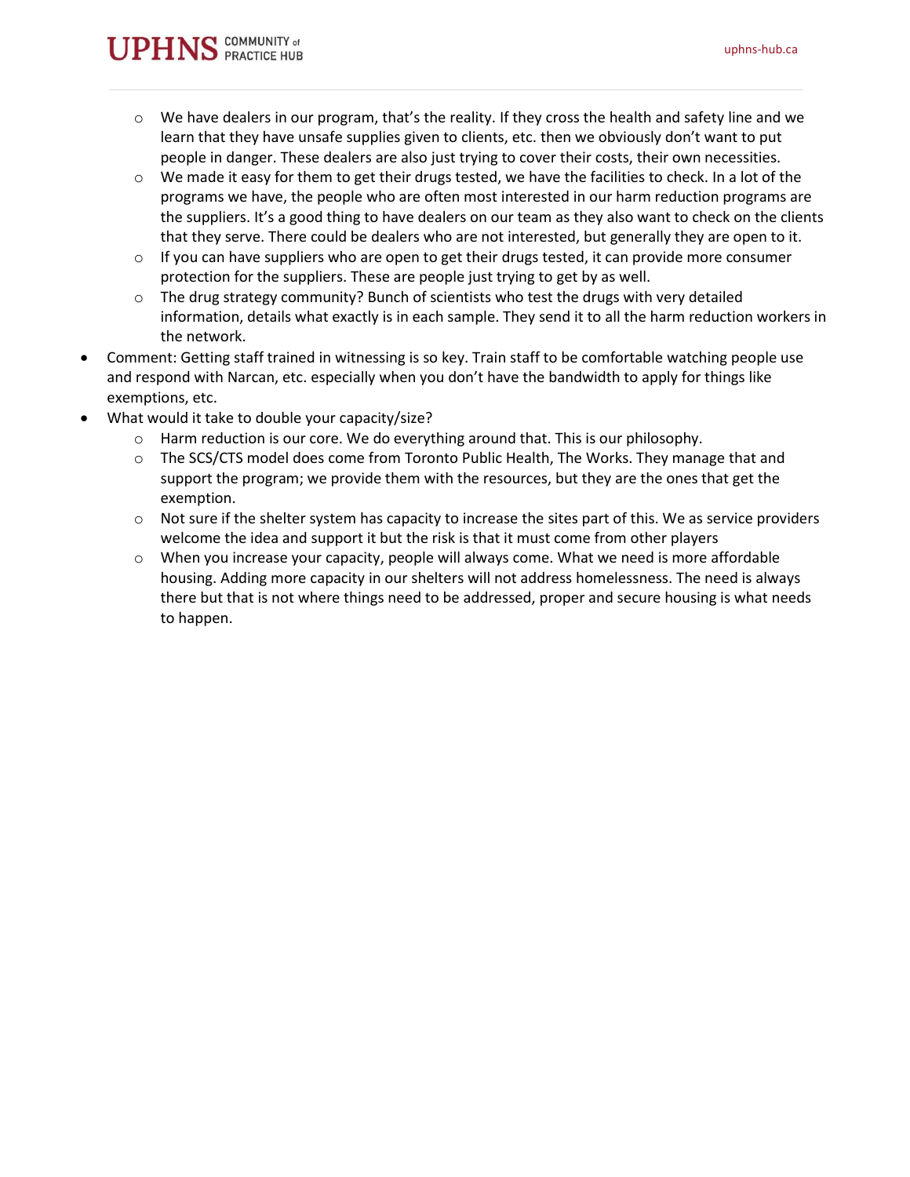- We have dealers in our program, that's the reality. If they cross the health and safety line and we learn that they have unsafe supplies given to clients, etc. then we obviously don't want to put people in danger. These dealers are also just trying to cover their costs, their own necessities.
  - We made it easy for them to get their drugs tested, we have the facilities to check. In a lot of the programs we have, the people who are often most interested in our harm reduction programs are the suppliers. It's a good thing to have dealers on our team as they also want to check on the clients that they serve. There could be dealers who are not interested, but generally they are open to it.
  - If you can have suppliers who are open to get their drugs tested, it can provide more consumer protection for the suppliers. These are people just trying to get by as well.
  - The drug strategy community? Bunch of scientists who test the drugs with very detailed information, details what exactly is in each sample. They send it to all the harm reduction workers in the network.
- Comment: Getting staff trained in witnessing is so key. Train staff to be comfortable watching people use and respond with Narcan, etc. especially when you don't have the bandwidth to apply for things like exemptions, etc.
- What would it take to double your capacity/size?
  - Harm reduction is our core. We do everything around that. This is our philosophy.
  - The SCS/CTS model does come from Toronto Public Health, The Works. They manage that and support the program; we provide them with the resources, but they are the ones that get the exemption.
  - Not sure if the shelter system has capacity to increase the sites part of this. We as service providers welcome the idea and support it but the risk is that it must come from other players
  - When you increase your capacity, people will always come. What we need is more affordable housing. Adding more capacity in our shelters will not address homelessness. The need is always there but that is not where things need to be addressed, proper and secure housing is what needs to happen.